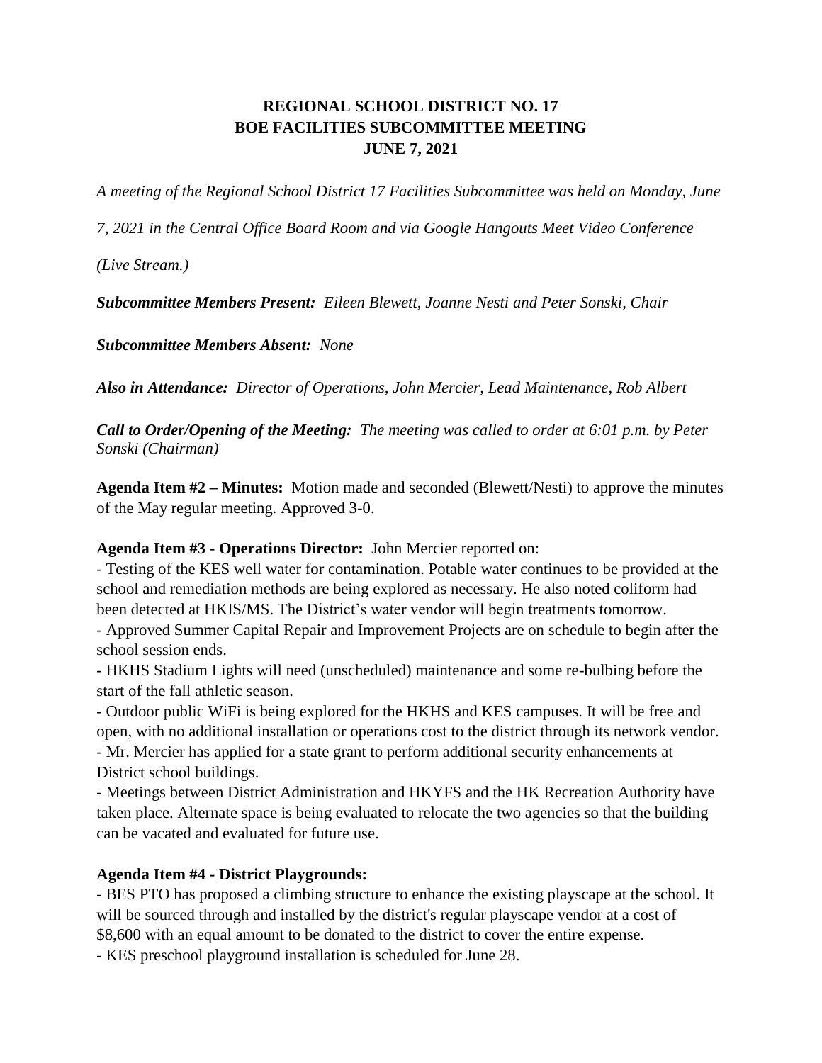# REGIONAL SCHOOL DISTRICT NO. 17
## BOE FACILITIES SUBCOMMITTEE MEETING
## JUNE 7, 2021

*A meeting of the Regional School District 17 Facilities Subcommittee was held on Monday, June 7, 2021 in the Central Office Board Room and via Google Hangouts Meet Video Conference (Live Stream.)*

***Subcommittee Members Present:*** *Eileen Blewett, Joanne Nesti and Peter Sonski, Chair*

***Subcommittee Members Absent:*** *None*

***Also in Attendance:*** *Director of Operations, John Mercier, Lead Maintenance, Rob Albert*

***Call to Order/Opening of the Meeting:*** *The meeting was called to order at 6:01 p.m. by Peter Sonski (Chairman)*

**Agenda Item #2 – Minutes:** Motion made and seconded (Blewett/Nesti) to approve the minutes of the May regular meeting. Approved 3-0.

**Agenda Item #3 - Operations Director:** John Mercier reported on:

- Testing of the KES well water for contamination. Potable water continues to be provided at the school and remediation methods are being explored as necessary. He also noted coliform had been detected at HKIS/MS. The District's water vendor will begin treatments tomorrow.
- Approved Summer Capital Repair and Improvement Projects are on schedule to begin after the school session ends.
- HKHS Stadium Lights will need (unscheduled) maintenance and some re-bulbing before the start of the fall athletic season.
- Outdoor public WiFi is being explored for the HKHS and KES campuses. It will be free and open, with no additional installation or operations cost to the district through its network vendor.
- Mr. Mercier has applied for a state grant to perform additional security enhancements at District school buildings.
- Meetings between District Administration and HKYFS and the HK Recreation Authority have taken place. Alternate space is being evaluated to relocate the two agencies so that the building can be vacated and evaluated for future use.

**Agenda Item #4 - District Playgrounds:**

- BES PTO has proposed a climbing structure to enhance the existing playscape at the school. It will be sourced through and installed by the district's regular playscape vendor at a cost of $8,600 with an equal amount to be donated to the district to cover the entire expense.
- KES preschool playground installation is scheduled for June 28.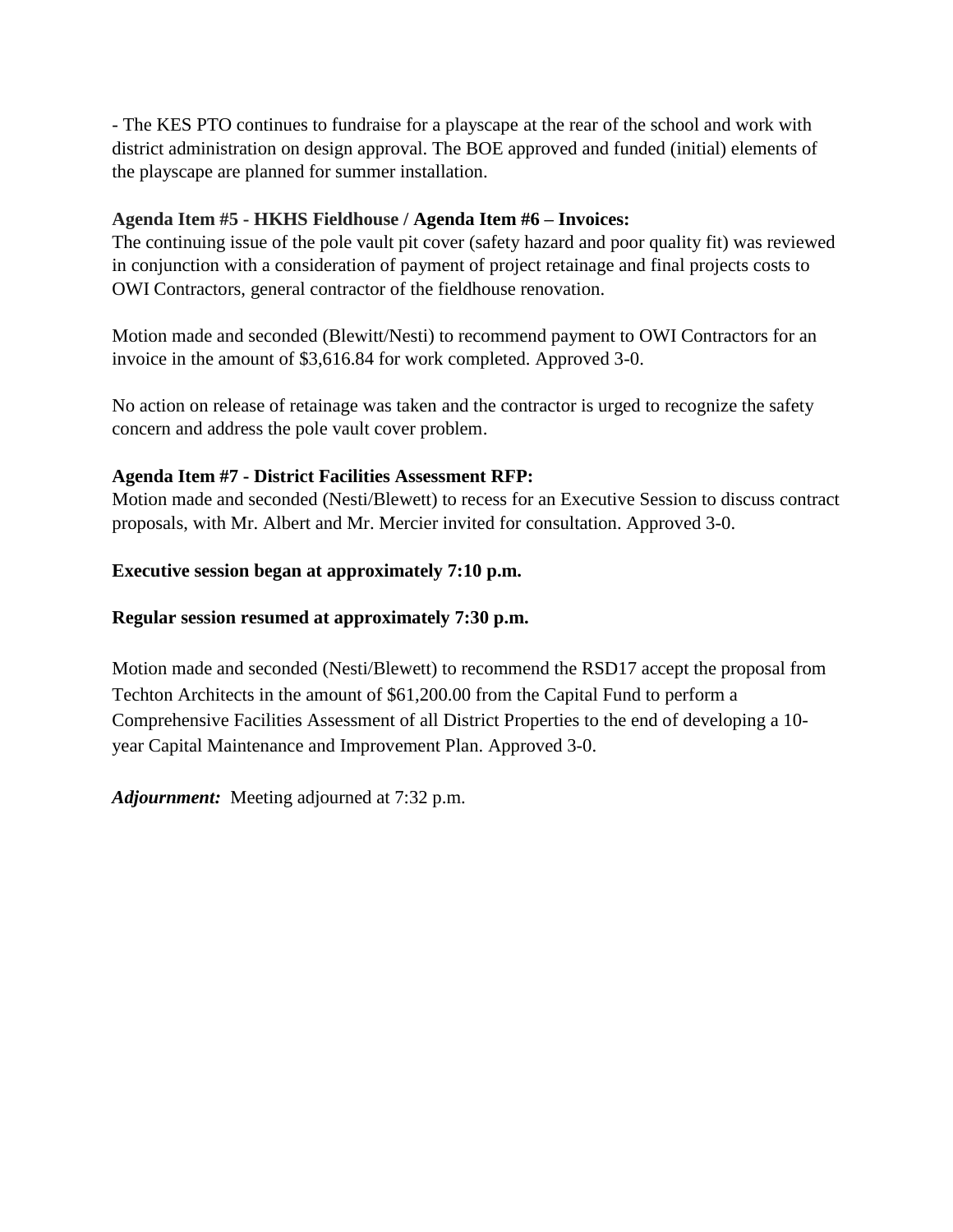- The KES PTO continues to fundraise for a playscape at the rear of the school and work with district administration on design approval. The BOE approved and funded (initial) elements of the playscape are planned for summer installation.

**Agenda Item #5 - HKHS Fieldhouse / Agenda Item #6 – Invoices:**
The continuing issue of the pole vault pit cover (safety hazard and poor quality fit) was reviewed in conjunction with a consideration of payment of project retainage and final projects costs to OWI Contractors, general contractor of the fieldhouse renovation.

Motion made and seconded (Blewitt/Nesti) to recommend payment to OWI Contractors for an invoice in the amount of $3,616.84 for work completed. Approved 3-0.

No action on release of retainage was taken and the contractor is urged to recognize the safety concern and address the pole vault cover problem.

**Agenda Item #7 - District Facilities Assessment RFP:**
Motion made and seconded (Nesti/Blewett) to recess for an Executive Session to discuss contract proposals, with Mr. Albert and Mr. Mercier invited for consultation. Approved 3-0.

**Executive session began at approximately 7:10 p.m.**

**Regular session resumed at approximately 7:30 p.m.**

Motion made and seconded (Nesti/Blewett) to recommend the RSD17 accept the proposal from Techton Architects in the amount of $61,200.00 from the Capital Fund to perform a Comprehensive Facilities Assessment of all District Properties to the end of developing a 10-year Capital Maintenance and Improvement Plan. Approved 3-0.

***Adjournment:*** Meeting adjourned at 7:32 p.m.